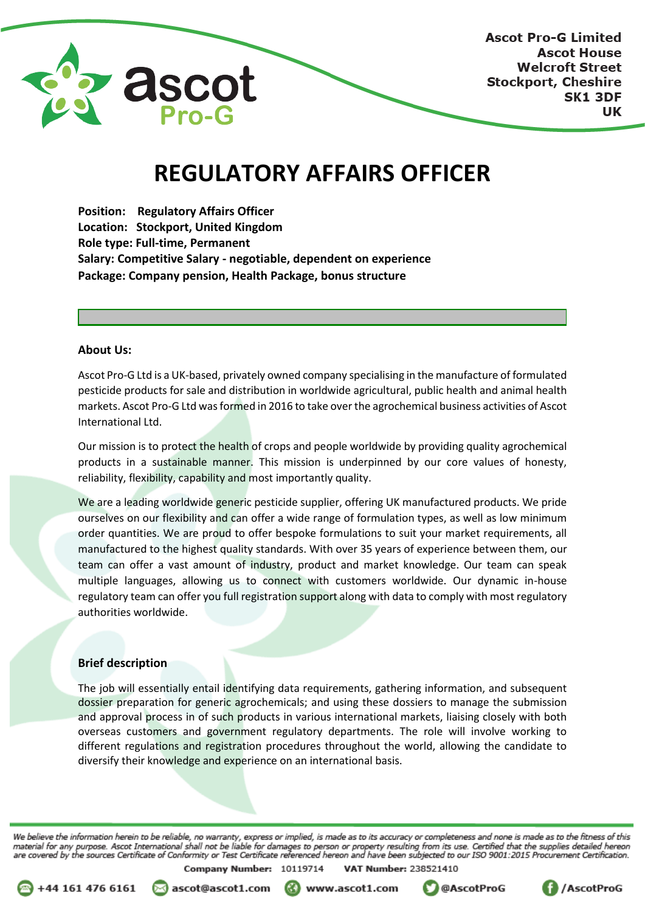Ascot Pro-G Limited
Ascot House
Welcroft Street
Stockport, Cheshire
SK1 3DF
UK

# REGULATORY AFFAIRS OFFICER

**Position: Regulatory Affairs Officer**
**Location: Stockport, United Kingdom**
**Role type: Full-time, Permanent**
**Salary: Competitive Salary - negotiable, dependent on experience**
**Package: Company pension, Health Package, bonus structure**

### About Us:

Ascot Pro-G Ltd is a UK-based, privately owned company specialising in the manufacture of formulated pesticide products for sale and distribution in worldwide agricultural, public health and animal health markets. Ascot Pro-G Ltd was formed in 2016 to take over the agrochemical business activities of Ascot International Ltd.

Our mission is to protect the health of crops and people worldwide by providing quality agrochemical products in a sustainable manner. This mission is underpinned by our core values of honesty, reliability, flexibility, capability and most importantly quality.

We are a leading worldwide generic pesticide supplier, offering UK manufactured products. We pride ourselves on our flexibility and can offer a wide range of formulation types, as well as low minimum order quantities. We are proud to offer bespoke formulations to suit your market requirements, all manufactured to the highest quality standards. With over 35 years of experience between them, our team can offer a vast amount of industry, product and market knowledge. Our team can speak multiple languages, allowing us to connect with customers worldwide. Our dynamic in-house regulatory team can offer you full registration support along with data to comply with most regulatory authorities worldwide.

### Brief description

The job will essentially entail identifying data requirements, gathering information, and subsequent dossier preparation for generic agrochemicals; and using these dossiers to manage the submission and approval process in of such products in various international markets, liaising closely with both overseas customers and government regulatory departments. The role will involve working to different regulations and registration procedures throughout the world, allowing the candidate to diversify their knowledge and experience on an international basis.

*We believe the information herein to be reliable, no warranty, express or implied, is made as to its accuracy or completeness and none is made as to the fitness of this material for any purpose. Ascot International shall not be liable for damages to person or property resulting from its use. Certified that the supplies detailed hereon are covered by the sources Certificate of Conformity or Test Certificate referenced hereon and have been subjected to our ISO 9001:2015 Procurement Certification.*

**Company Number:** 10119714 **VAT Number:** 238521410

+44 161 476 6161 | ascot@ascot1.com | www.ascot1.com | @AscotProG | /AscotProG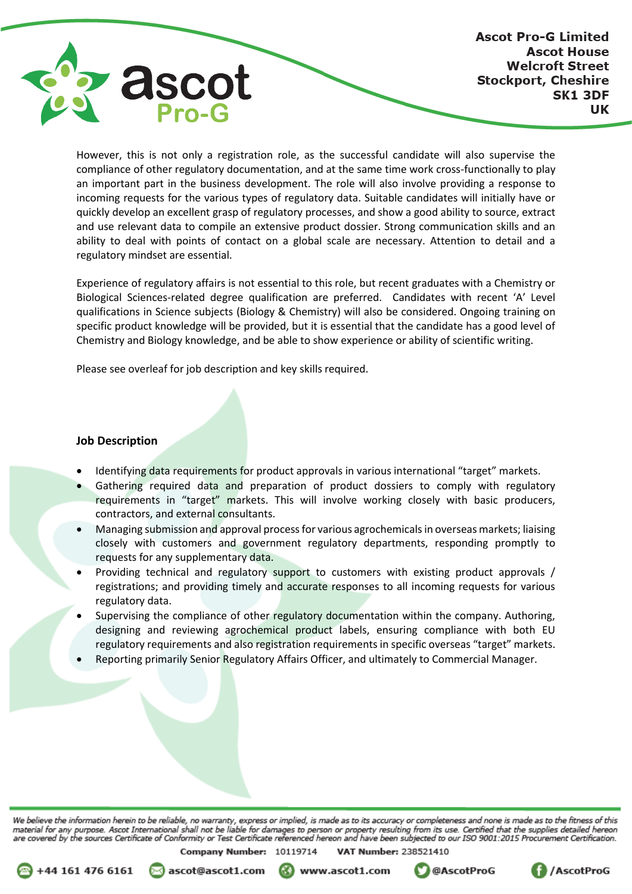However, this is not only a registration role, as the successful candidate will also supervise the compliance of other regulatory documentation, and at the same time work cross-functionally to play an important part in the business development. The role will also involve providing a response to incoming requests for the various types of regulatory data. Suitable candidates will initially have or quickly develop an excellent grasp of regulatory processes, and show a good ability to source, extract and use relevant data to compile an extensive product dossier. Strong communication skills and an ability to deal with points of contact on a global scale are necessary. Attention to detail and a regulatory mindset are essential.

Experience of regulatory affairs is not essential to this role, but recent graduates with a Chemistry or Biological Sciences-related degree qualification are preferred. Candidates with recent 'A' Level qualifications in Science subjects (Biology & Chemistry) will also be considered. Ongoing training on specific product knowledge will be provided, but it is essential that the candidate has a good level of Chemistry and Biology knowledge, and be able to show experience or ability of scientific writing.

Please see overleaf for job description and key skills required.

**Job Description**

- Identifying data requirements for product approvals in various international "target" markets.
- Gathering required data and preparation of product dossiers to comply with regulatory requirements in "target" markets. This will involve working closely with basic producers, contractors, and external consultants.
- Managing submission and approval process for various agrochemicals in overseas markets; liaising closely with customers and government regulatory departments, responding promptly to requests for any supplementary data.
- Providing technical and regulatory support to customers with existing product approvals / registrations; and providing timely and accurate responses to all incoming requests for various regulatory data.
- Supervising the compliance of other regulatory documentation within the company. Authoring, designing and reviewing agrochemical product labels, ensuring compliance with both EU regulatory requirements and also registration requirements in specific overseas "target" markets.
- Reporting primarily Senior Regulatory Affairs Officer, and ultimately to Commercial Manager.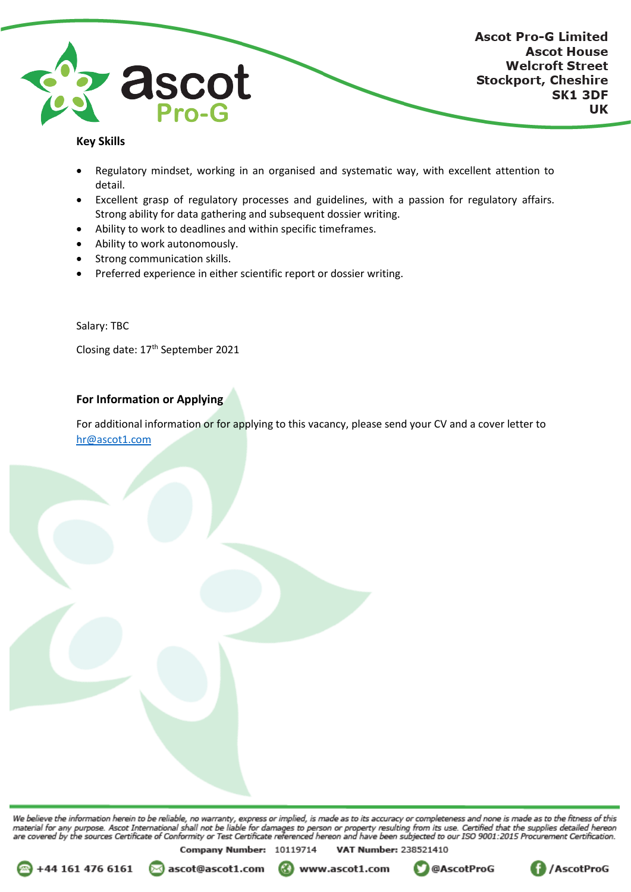## Key Skills

- Regulatory mindset, working in an organised and systematic way, with excellent attention to detail.
- Excellent grasp of regulatory processes and guidelines, with a passion for regulatory affairs. Strong ability for data gathering and subsequent dossier writing.
- Ability to work to deadlines and within specific timeframes.
- Ability to work autonomously.
- Strong communication skills.
- Preferred experience in either scientific report or dossier writing.

Salary: TBC

Closing date: 17th September 2021

## For Information or Applying

For additional information or for applying to this vacancy, please send your CV and a cover letter to hr@ascot1.com